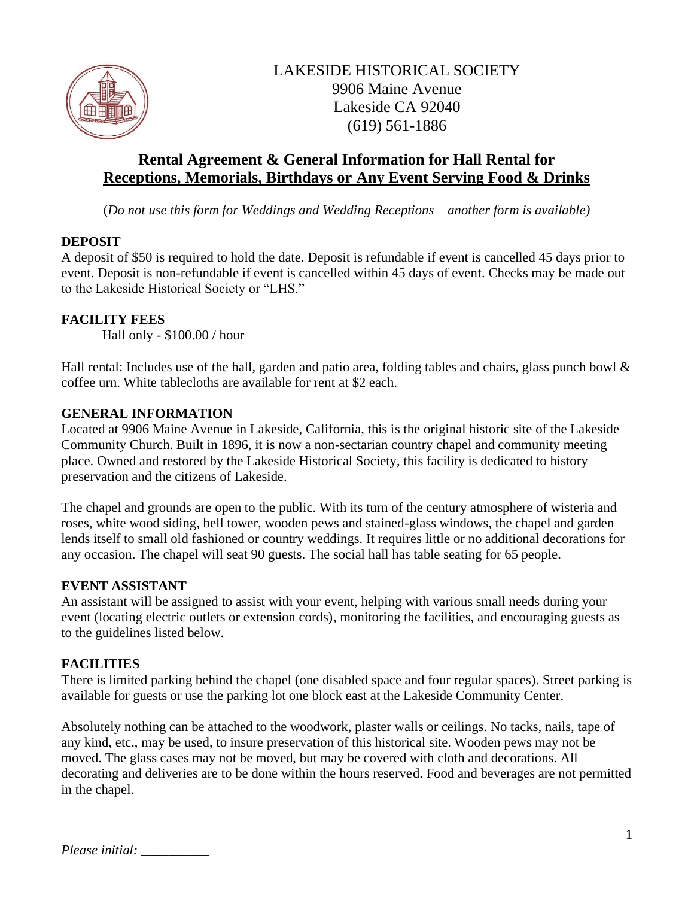LAKESIDE HISTORICAL SOCIETY
9906 Maine Avenue
Lakeside CA 92040
(619) 561-1886

# Rental Agreement & General Information for Hall Rental for Receptions, Memorials, Birthdays or Any Event Serving Food & Drinks

(*Do not use this form for Weddings and Wedding Receptions – another form is available)*

**DEPOSIT**

A deposit of $50 is required to hold the date. Deposit is refundable if event is cancelled 45 days prior to event. Deposit is non-refundable if event is cancelled within 45 days of event. Checks may be made out to the Lakeside Historical Society or "LHS."

**FACILITY FEES**

Hall only - $100.00 / hour

Hall rental: Includes use of the hall, garden and patio area, folding tables and chairs, glass punch bowl & coffee urn. White tablecloths are available for rent at $2 each.

**GENERAL INFORMATION**

Located at 9906 Maine Avenue in Lakeside, California, this is the original historic site of the Lakeside Community Church. Built in 1896, it is now a non-sectarian country chapel and community meeting place. Owned and restored by the Lakeside Historical Society, this facility is dedicated to history preservation and the citizens of Lakeside.

The chapel and grounds are open to the public. With its turn of the century atmosphere of wisteria and roses, white wood siding, bell tower, wooden pews and stained-glass windows, the chapel and garden lends itself to small old fashioned or country weddings. It requires little or no additional decorations for any occasion. The chapel will seat 90 guests. The social hall has table seating for 65 people.

**EVENT ASSISTANT**

An assistant will be assigned to assist with your event, helping with various small needs during your event (locating electric outlets or extension cords), monitoring the facilities, and encouraging guests as to the guidelines listed below.

**FACILITIES**

There is limited parking behind the chapel (one disabled space and four regular spaces). Street parking is available for guests or use the parking lot one block east at the Lakeside Community Center.

Absolutely nothing can be attached to the woodwork, plaster walls or ceilings. No tacks, nails, tape of any kind, etc., may be used, to insure preservation of this historical site. Wooden pews may not be moved. The glass cases may not be moved, but may be covered with cloth and decorations. All decorating and deliveries are to be done within the hours reserved. Food and beverages are not permitted in the chapel.

*Please initial:* __________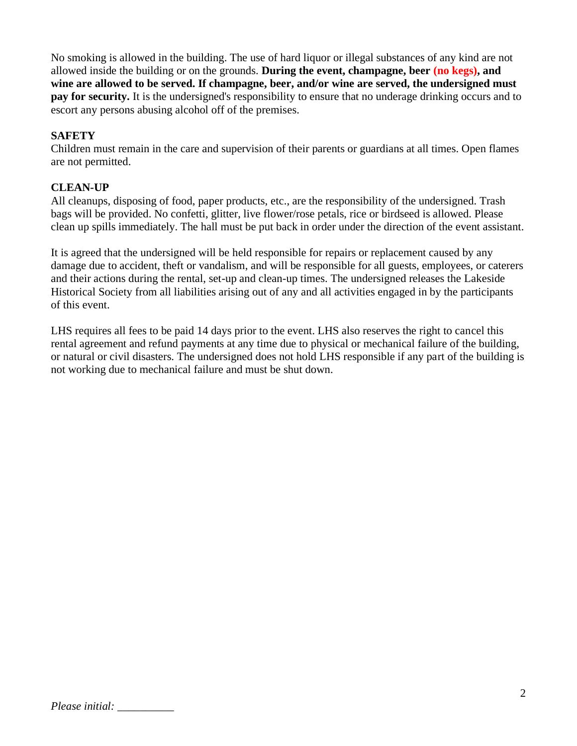No smoking is allowed in the building. The use of hard liquor or illegal substances of any kind are not allowed inside the building or on the grounds. **During the event, champagne, beer (no kegs), and wine are allowed to be served. If champagne, beer, and/or wine are served, the undersigned must pay for security.** It is the undersigned's responsibility to ensure that no underage drinking occurs and to escort any persons abusing alcohol off of the premises.

**SAFETY**

Children must remain in the care and supervision of their parents or guardians at all times. Open flames are not permitted.

**CLEAN-UP**

All cleanups, disposing of food, paper products, etc., are the responsibility of the undersigned. Trash bags will be provided. No confetti, glitter, live flower/rose petals, rice or birdseed is allowed. Please clean up spills immediately. The hall must be put back in order under the direction of the event assistant.

It is agreed that the undersigned will be held responsible for repairs or replacement caused by any damage due to accident, theft or vandalism, and will be responsible for all guests, employees, or caterers and their actions during the rental, set-up and clean-up times. The undersigned releases the Lakeside Historical Society from all liabilities arising out of any and all activities engaged in by the participants of this event.

LHS requires all fees to be paid 14 days prior to the event. LHS also reserves the right to cancel this rental agreement and refund payments at any time due to physical or mechanical failure of the building, or natural or civil disasters. The undersigned does not hold LHS responsible if any part of the building is not working due to mechanical failure and must be shut down.

*Please initial:* __________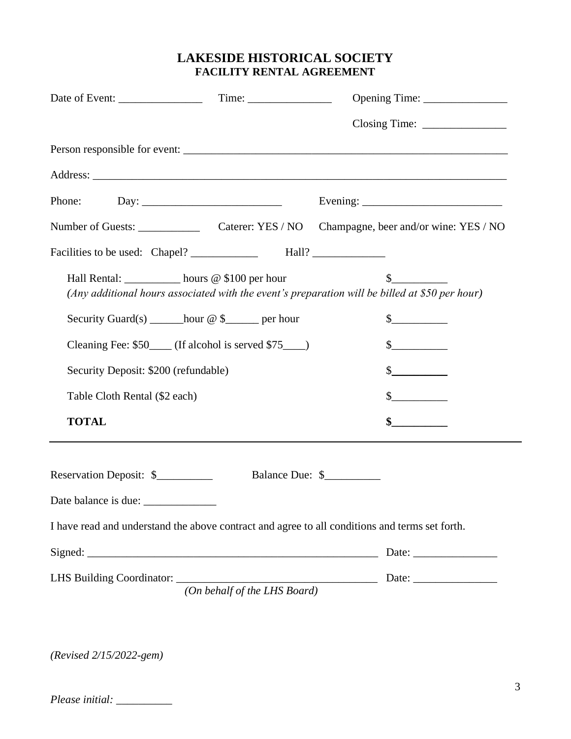# LAKESIDE HISTORICAL SOCIETY
## FACILITY RENTAL AGREEMENT

Date of Event: _______________ Time: _______________ Opening Time: _______________

Closing Time: _______________

Person responsible for event: ___________________________________________________________

Address: _________________________________________________________________________

Phone: Day: _________________________ Evening: _________________________

Number of Guests: ___________ Caterer: YES / NO Champagne, beer and/or wine: YES / NO

Facilities to be used: Chapel? ____________ Hall? _____________

Hall Rental: __________ hours @ $100 per hour $__________

*(Any additional hours associated with the event's preparation will be billed at $50 per hour)*

Security Guard(s) ______hour @ $______ per hour $__________

Cleaning Fee: $50____ (If alcohol is served $75____) $__________

Security Deposit: $200 (refundable) $__________

Table Cloth Rental ($2 each) $__________

**TOTAL** **$__________**

---

Reservation Deposit: $__________ Balance Due: $__________

Date balance is due: _____________

I have read and understand the above contract and agree to all conditions and terms set forth.

Signed: _____________________________________________________ Date: _______________

LHS Building Coordinator: ___________________________________ Date: _______________
*(On behalf of the LHS Board)*

*(Revised 2/15/2022-gem)*

*Please initial:* __________